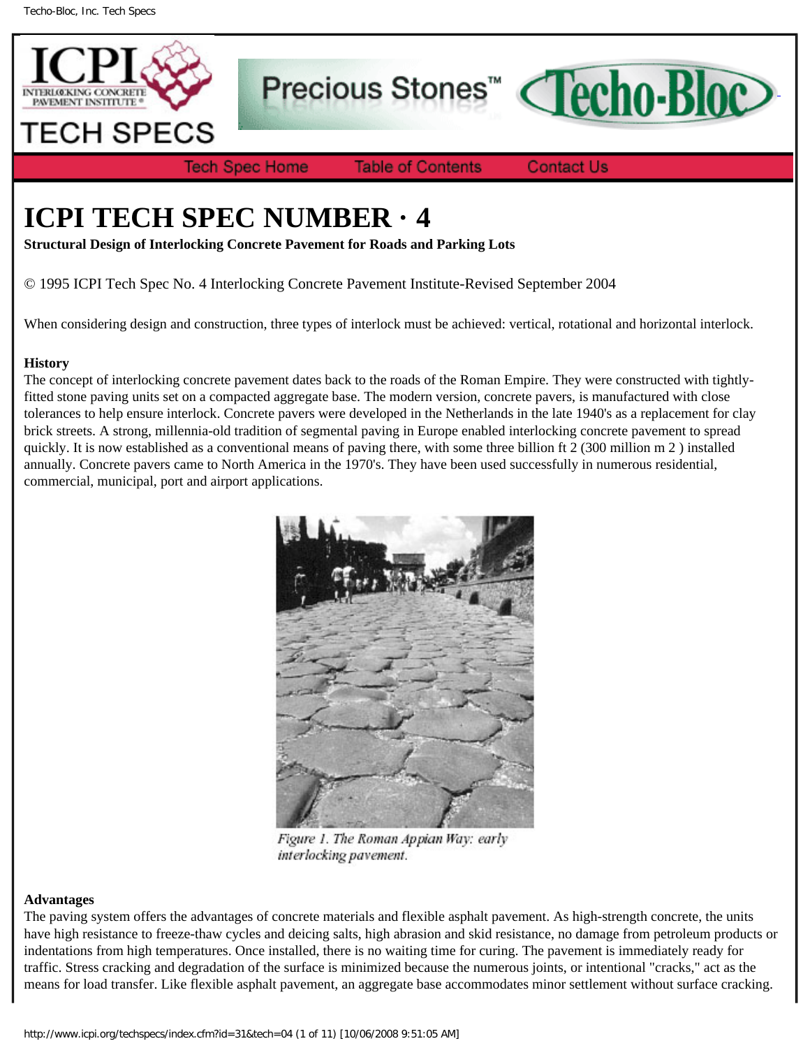# ICPI TECH SPEC NUMBER · 4

**Structural Design of Interlocking Concrete Pavement for Roads and Parking Lots**

© 1995 ICPI Tech Spec No. 4 Interlocking Concrete Pavement Institute-Revised September 2004

When considering design and construction, three types of interlock must be achieved: vertical, rotational and horizontal interlock.

### History

The concept of interlocking concrete pavement dates back to the roads of the Roman Empire. They were constructed with tightly-fitted stone paving units set on a compacted aggregate base. The modern version, concrete pavers, is manufactured with close tolerances to help ensure interlock. Concrete pavers were developed in the Netherlands in the late 1940's as a replacement for clay brick streets. A strong, millennia-old tradition of segmental paving in Europe enabled interlocking concrete pavement to spread quickly. It is now established as a conventional means of paving there, with some three billion ft $^2$ (300 million m $^2$ ) installed annually. Concrete pavers came to North America in the 1970's. They have been used successfully in numerous residential, commercial, municipal, port and airport applications.

*Figure 1. The Roman Appian Way: early interlocking pavement.*

### Advantages

The paving system offers the advantages of concrete materials and flexible asphalt pavement. As high-strength concrete, the units have high resistance to freeze-thaw cycles and deicing salts, high abrasion and skid resistance, no damage from petroleum products or indentations from high temperatures. Once installed, there is no waiting time for curing. The pavement is immediately ready for traffic. Stress cracking and degradation of the surface is minimized because the numerous joints, or intentional "cracks," act as the means for load transfer. Like flexible asphalt pavement, an aggregate base accommodates minor settlement without surface cracking.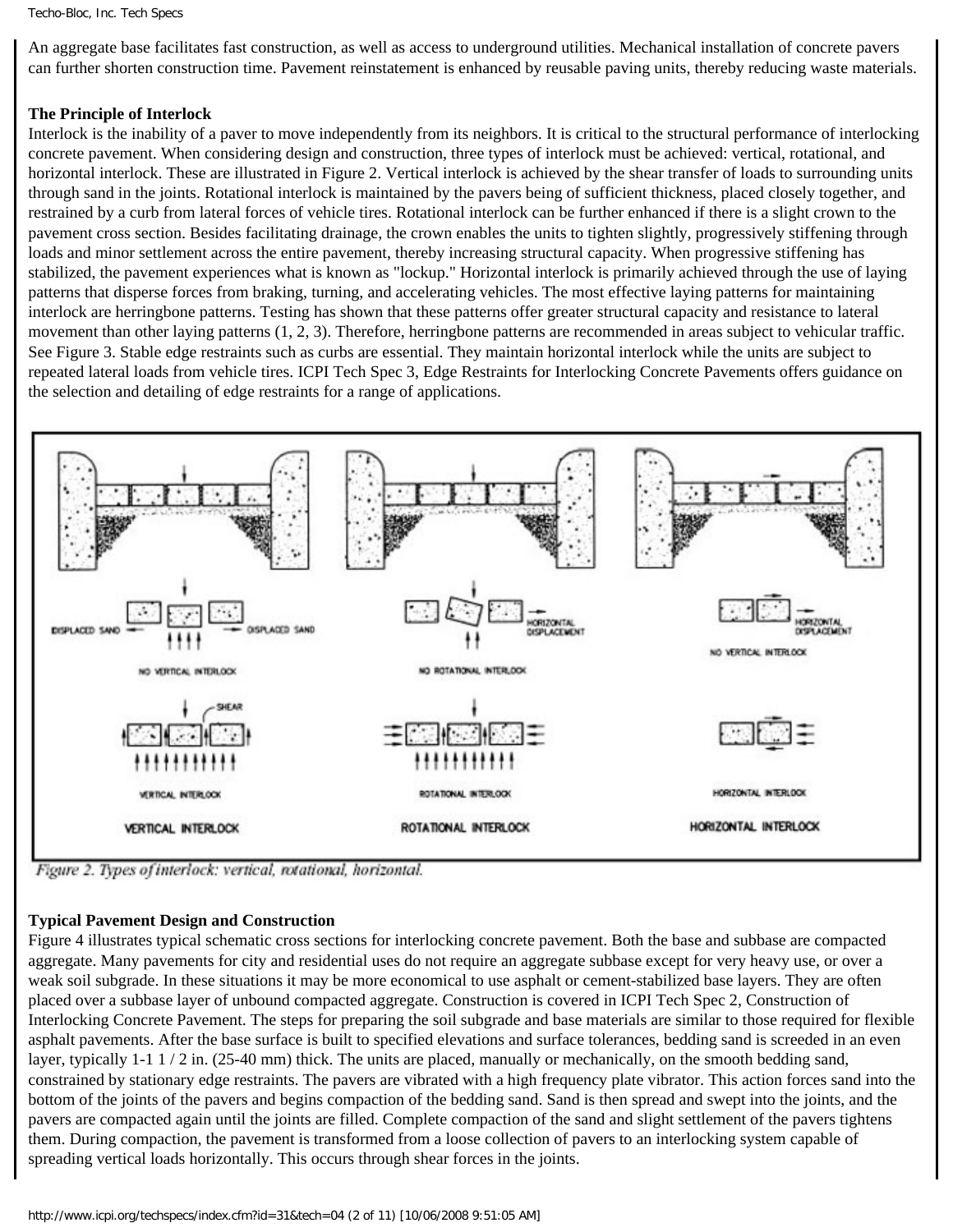An aggregate base facilitates fast construction, as well as access to underground utilities. Mechanical installation of concrete pavers can further shorten construction time. Pavement reinstatement is enhanced by reusable paving units, thereby reducing waste materials.

**The Principle of Interlock**

Interlock is the inability of a paver to move independently from its neighbors. It is critical to the structural performance of interlocking concrete pavement. When considering design and construction, three types of interlock must be achieved: vertical, rotational, and horizontal interlock. These are illustrated in Figure 2. Vertical interlock is achieved by the shear transfer of loads to surrounding units through sand in the joints. Rotational interlock is maintained by the pavers being of sufficient thickness, placed closely together, and restrained by a curb from lateral forces of vehicle tires. Rotational interlock can be further enhanced if there is a slight crown to the pavement cross section. Besides facilitating drainage, the crown enables the units to tighten slightly, progressively stiffening through loads and minor settlement across the entire pavement, thereby increasing structural capacity. When progressive stiffening has stabilized, the pavement experiences what is known as "lockup." Horizontal interlock is primarily achieved through the use of laying patterns that disperse forces from braking, turning, and accelerating vehicles. The most effective laying patterns for maintaining interlock are herringbone patterns. Testing has shown that these patterns offer greater structural capacity and resistance to lateral movement than other laying patterns (1, 2, 3). Therefore, herringbone patterns are recommended in areas subject to vehicular traffic. See Figure 3. Stable edge restraints such as curbs are essential. They maintain horizontal interlock while the units are subject to repeated lateral loads from vehicle tires. ICPI Tech Spec 3, Edge Restraints for Interlocking Concrete Pavements offers guidance on the selection and detailing of edge restraints for a range of applications.

*Figure 2. Types of interlock: vertical, rotational, horizontal.*

**Typical Pavement Design and Construction**

Figure 4 illustrates typical schematic cross sections for interlocking concrete pavement. Both the base and subbase are compacted aggregate. Many pavements for city and residential uses do not require an aggregate subbase except for very heavy use, or over a weak soil subgrade. In these situations it may be more economical to use asphalt or cement-stabilized base layers. They are often placed over a subbase layer of unbound compacted aggregate. Construction is covered in ICPI Tech Spec 2, Construction of Interlocking Concrete Pavement. The steps for preparing the soil subgrade and base materials are similar to those required for flexible asphalt pavements. After the base surface is built to specified elevations and surface tolerances, bedding sand is screeded in an even layer, typically 1-1 1 / 2 in. (25-40 mm) thick. The units are placed, manually or mechanically, on the smooth bedding sand, constrained by stationary edge restraints. The pavers are vibrated with a high frequency plate vibrator. This action forces sand into the bottom of the joints of the pavers and begins compaction of the bedding sand. Sand is then spread and swept into the joints, and the pavers are compacted again until the joints are filled. Complete compaction of the sand and slight settlement of the pavers tightens them. During compaction, the pavement is transformed from a loose collection of pavers to an interlocking system capable of spreading vertical loads horizontally. This occurs through shear forces in the joints.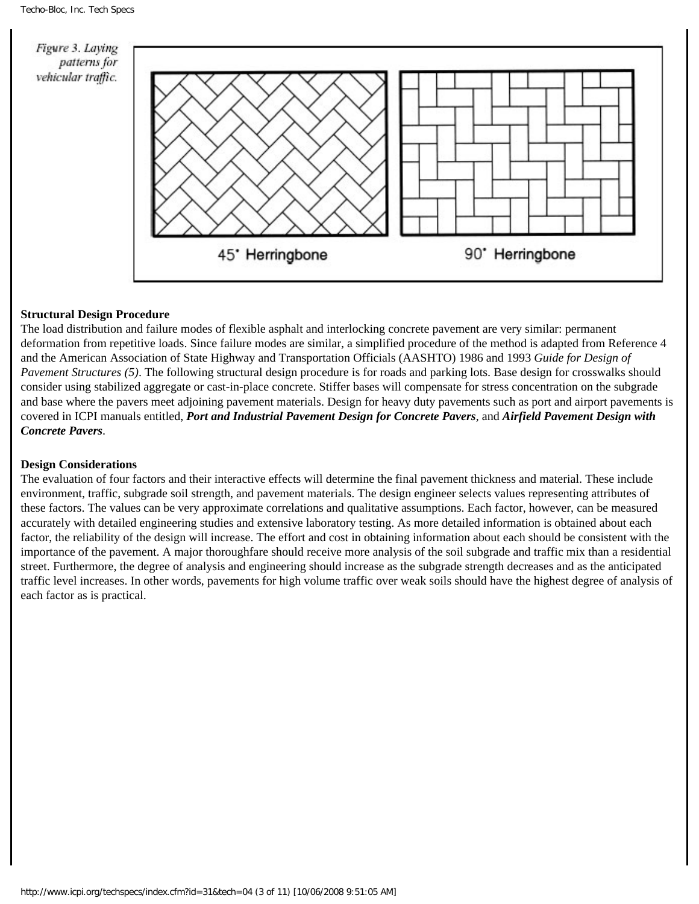Figure 3. Laying patterns for vehicular traffic.

45° Herringbone

90° Herringbone

**Structural Design Procedure**

The load distribution and failure modes of flexible asphalt and interlocking concrete pavement are very similar: permanent deformation from repetitive loads. Since failure modes are similar, a simplified procedure of the method is adapted from Reference 4 and the American Association of State Highway and Transportation Officials (AASHTO) 1986 and 1993 *Guide for Design of Pavement Structures (5)*. The following structural design procedure is for roads and parking lots. Base design for crosswalks should consider using stabilized aggregate or cast-in-place concrete. Stiffer bases will compensate for stress concentration on the subgrade and base where the pavers meet adjoining pavement materials. Design for heavy duty pavements such as port and airport pavements is covered in ICPI manuals entitled, ***Port and Industrial Pavement Design for Concrete Pavers***, and ***Airfield Pavement Design with Concrete Pavers***.

**Design Considerations**

The evaluation of four factors and their interactive effects will determine the final pavement thickness and material. These include environment, traffic, subgrade soil strength, and pavement materials. The design engineer selects values representing attributes of these factors. The values can be very approximate correlations and qualitative assumptions. Each factor, however, can be measured accurately with detailed engineering studies and extensive laboratory testing. As more detailed information is obtained about each factor, the reliability of the design will increase. The effort and cost in obtaining information about each should be consistent with the importance of the pavement. A major thoroughfare should receive more analysis of the soil subgrade and traffic mix than a residential street. Furthermore, the degree of analysis and engineering should increase as the subgrade strength decreases and as the anticipated traffic level increases. In other words, pavements for high volume traffic over weak soils should have the highest degree of analysis of each factor as is practical.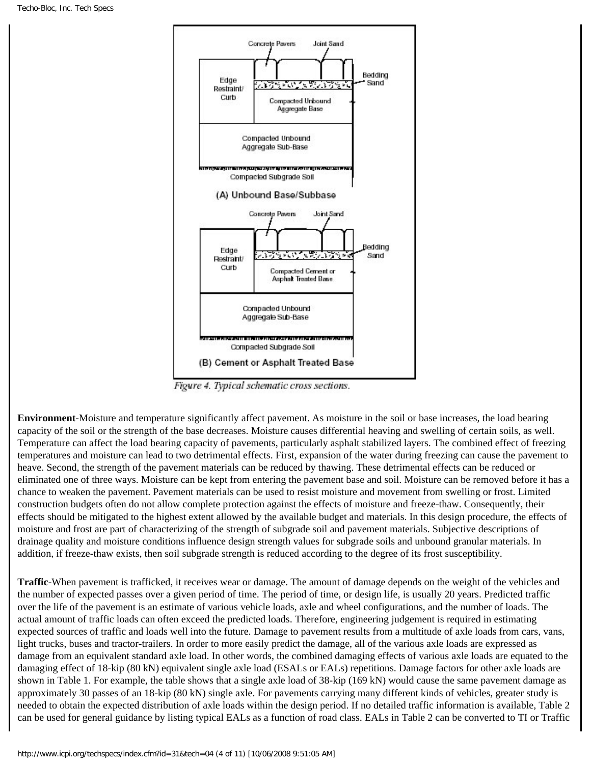*Figure 4. Typical schematic cross sections.*

**Environment**-Moisture and temperature significantly affect pavement. As moisture in the soil or base increases, the load bearing capacity of the soil or the strength of the base decreases. Moisture causes differential heaving and swelling of certain soils, as well. Temperature can affect the load bearing capacity of pavements, particularly asphalt stabilized layers. The combined effect of freezing temperatures and moisture can lead to two detrimental effects. First, expansion of the water during freezing can cause the pavement to heave. Second, the strength of the pavement materials can be reduced by thawing. These detrimental effects can be reduced or eliminated one of three ways. Moisture can be kept from entering the pavement base and soil. Moisture can be removed before it has a chance to weaken the pavement. Pavement materials can be used to resist moisture and movement from swelling or frost. Limited construction budgets often do not allow complete protection against the effects of moisture and freeze-thaw. Consequently, their effects should be mitigated to the highest extent allowed by the available budget and materials. In this design procedure, the effects of moisture and frost are part of characterizing of the strength of subgrade soil and pavement materials. Subjective descriptions of drainage quality and moisture conditions influence design strength values for subgrade soils and unbound granular materials. In addition, if freeze-thaw exists, then soil subgrade strength is reduced according to the degree of its frost susceptibility.

**Traffic**-When pavement is trafficked, it receives wear or damage. The amount of damage depends on the weight of the vehicles and the number of expected passes over a given period of time. The period of time, or design life, is usually 20 years. Predicted traffic over the life of the pavement is an estimate of various vehicle loads, axle and wheel configurations, and the number of loads. The actual amount of traffic loads can often exceed the predicted loads. Therefore, engineering judgement is required in estimating expected sources of traffic and loads well into the future. Damage to pavement results from a multitude of axle loads from cars, vans, light trucks, buses and tractor-trailers. In order to more easily predict the damage, all of the various axle loads are expressed as damage from an equivalent standard axle load. In other words, the combined damaging effects of various axle loads are equated to the damaging effect of 18-kip (80 kN) equivalent single axle load (ESALs or EALs) repetitions. Damage factors for other axle loads are shown in Table 1. For example, the table shows that a single axle load of 38-kip (169 kN) would cause the same pavement damage as approximately 30 passes of an 18-kip (80 kN) single axle. For pavements carrying many different kinds of vehicles, greater study is needed to obtain the expected distribution of axle loads within the design period. If no detailed traffic information is available, Table 2 can be used for general guidance by listing typical EALs as a function of road class. EALs in Table 2 can be converted to TI or Traffic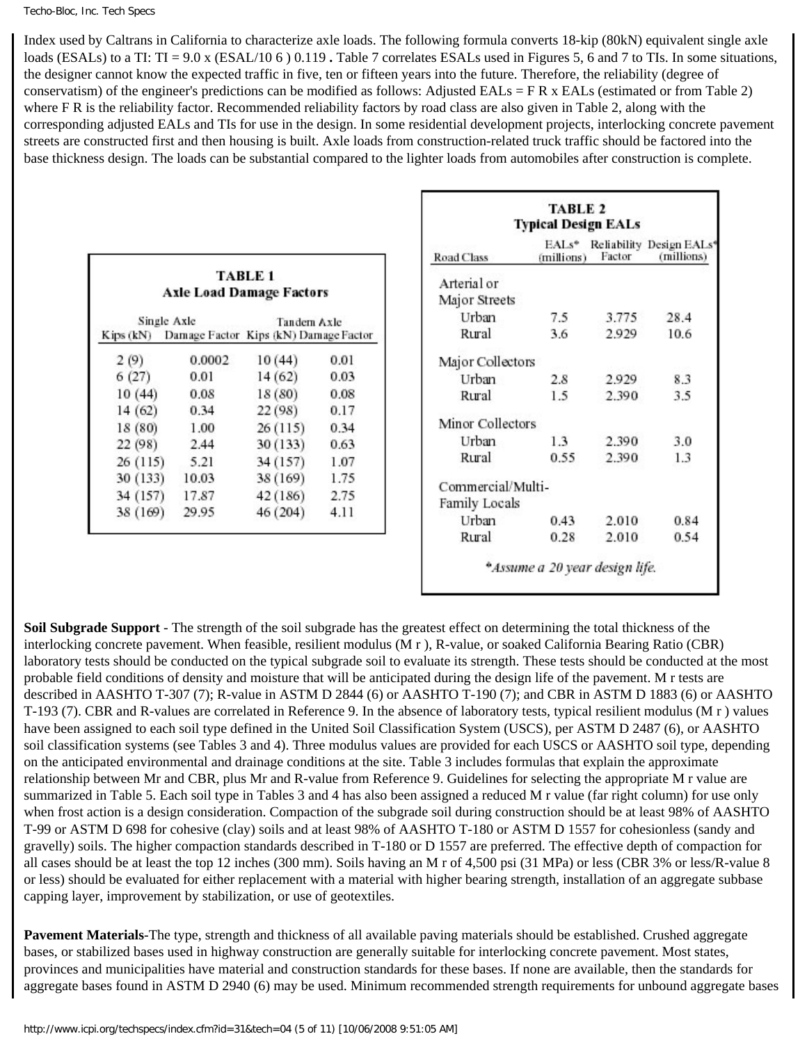Index used by Caltrans in California to characterize axle loads. The following formula converts 18-kip (80kN) equivalent single axle loads (ESALs) to a TI: $TI = 9.0 \times (ESAL/10^6)^{0.119}$ **.** Table 7 correlates ESALs used in Figures 5, 6 and 7 to TIs. In some situations, the designer cannot know the expected traffic in five, ten or fifteen years into the future. Therefore, the reliability (degree of conservatism) of the engineer's predictions can be modified as follows: Adjusted EALs = $F_R$ x EALs (estimated or from Table 2) where $F_R$ is the reliability factor. Recommended reliability factors by road class are also given in Table 2, along with the corresponding adjusted EALs and TIs for use in the design. In some residential development projects, interlocking concrete pavement streets are constructed first and then housing is built. Axle loads from construction-related truck traffic should be factored into the base thickness design. The loads can be substantial compared to the lighter loads from automobiles after construction is complete.

**TABLE 1**
**Axle Load Damage Factors**

| Single Axle | | Tandem Axle | |
|---|---|---|---|
| Kips (kN) | Damage Factor | Kips (kN) | Damage Factor |
| 2 (9) | 0.0002 | 10 (44) | 0.01 |
| 6 (27) | 0.01 | 14 (62) | 0.03 |
| 10 (44) | 0.08 | 18 (80) | 0.08 |
| 14 (62) | 0.34 | 22 (98) | 0.17 |
| 18 (80) | 1.00 | 26 (115) | 0.34 |
| 22 (98) | 2.44 | 30 (133) | 0.63 |
| 26 (115) | 5.21 | 34 (157) | 1.07 |
| 30 (133) | 10.03 | 38 (169) | 1.75 |
| 34 (157) | 17.87 | 42 (186) | 2.75 |
| 38 (169) | 29.95 | 46 (204) | 4.11 |

**TABLE 2**
**Typical Design EALs**

| Road Class | EALs* (millions) | Reliability Factor | Design EALs* (millions) |
|---|---|---|---|
| Arterial or Major Streets | | | |
| Urban | 7.5 | 3.775 | 28.4 |
| Rural | 3.6 | 2.929 | 10.6 |
| Major Collectors | | | |
| Urban | 2.8 | 2.929 | 8.3 |
| Rural | 1.5 | 2.390 | 3.5 |
| Minor Collectors | | | |
| Urban | 1.3 | 2.390 | 3.0 |
| Rural | 0.55 | 2.390 | 1.3 |
| Commercial/Multi-Family Locals | | | |
| Urban | 0.43 | 2.010 | 0.84 |
| Rural | 0.28 | 2.010 | 0.54 |

*\*Assume a 20 year design life.*

**Soil Subgrade Support** - The strength of the soil subgrade has the greatest effect on determining the total thickness of the interlocking concrete pavement. When feasible, resilient modulus ($M_r$), R-value, or soaked California Bearing Ratio (CBR) laboratory tests should be conducted on the typical subgrade soil to evaluate its strength. These tests should be conducted at the most probable field conditions of density and moisture that will be anticipated during the design life of the pavement. $M_r$ tests are described in AASHTO T-307 (7); R-value in ASTM D 2844 (6) or AASHTO T-190 (7); and CBR in ASTM D 1883 (6) or AASHTO T-193 (7). CBR and R-values are correlated in Reference 9. In the absence of laboratory tests, typical resilient modulus ($M_r$) values have been assigned to each soil type defined in the United Soil Classification System (USCS), per ASTM D 2487 (6), or AASHTO soil classification systems (see Tables 3 and 4). Three modulus values are provided for each USCS or AASHTO soil type, depending on the anticipated environmental and drainage conditions at the site. Table 3 includes formulas that explain the approximate relationship between Mr and CBR, plus Mr and R-value from Reference 9. Guidelines for selecting the appropriate $M_r$ value are summarized in Table 5. Each soil type in Tables 3 and 4 has also been assigned a reduced $M_r$ value (far right column) for use only when frost action is a design consideration. Compaction of the subgrade soil during construction should be at least 98% of AASHTO T-99 or ASTM D 698 for cohesive (clay) soils and at least 98% of AASHTO T-180 or ASTM D 1557 for cohesionless (sandy and gravelly) soils. The higher compaction standards described in T-180 or D 1557 are preferred. The effective depth of compaction for all cases should be at least the top 12 inches (300 mm). Soils having an $M_r$ of 4,500 psi (31 MPa) or less (CBR 3% or less/R-value 8 or less) should be evaluated for either replacement with a material with higher bearing strength, installation of an aggregate subbase capping layer, improvement by stabilization, or use of geotextiles.

**Pavement Materials**-The type, strength and thickness of all available paving materials should be established. Crushed aggregate bases, or stabilized bases used in highway construction are generally suitable for interlocking concrete pavement. Most states, provinces and municipalities have material and construction standards for these bases. If none are available, then the standards for aggregate bases found in ASTM D 2940 (6) may be used. Minimum recommended strength requirements for unbound aggregate bases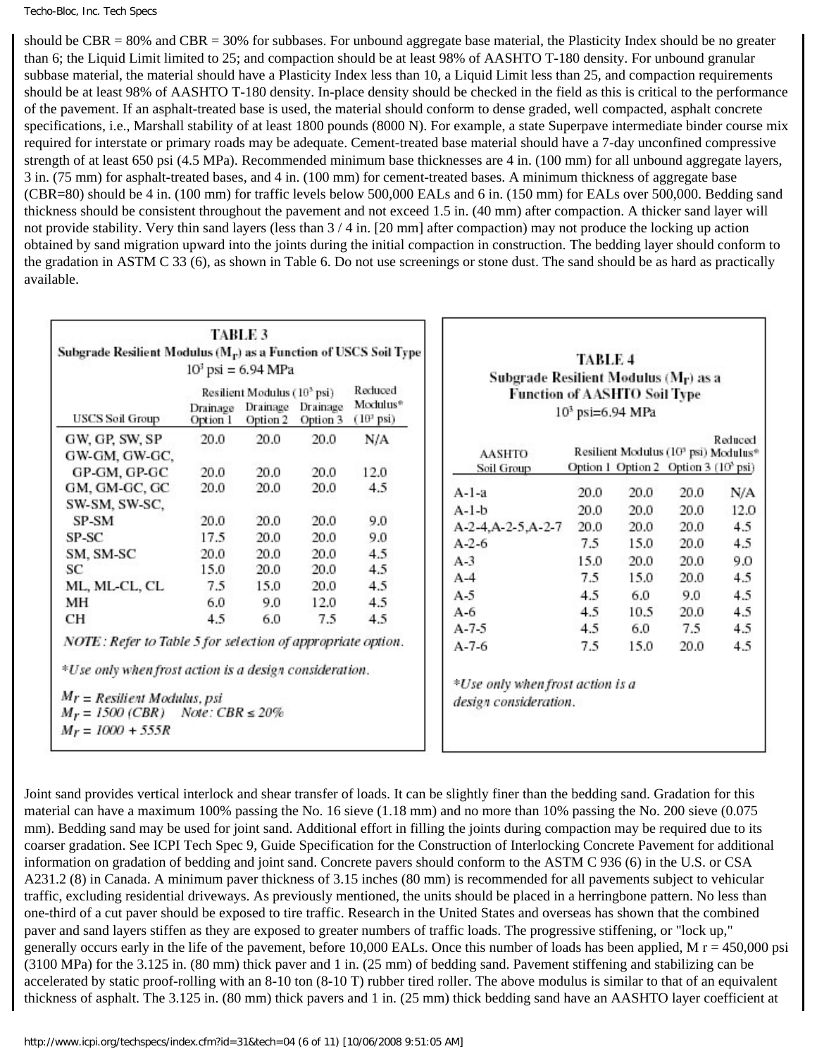should be CBR = 80% and CBR = 30% for subbases. For unbound aggregate base material, the Plasticity Index should be no greater than 6; the Liquid Limit limited to 25; and compaction should be at least 98% of AASHTO T-180 density. For unbound granular subbase material, the material should have a Plasticity Index less than 10, a Liquid Limit less than 25, and compaction requirements should be at least 98% of AASHTO T-180 density. In-place density should be checked in the field as this is critical to the performance of the pavement. If an asphalt-treated base is used, the material should conform to dense graded, well compacted, asphalt concrete specifications, i.e., Marshall stability of at least 1800 pounds (8000 N). For example, a state Superpave intermediate binder course mix required for interstate or primary roads may be adequate. Cement-treated base material should have a 7-day unconfined compressive strength of at least 650 psi (4.5 MPa). Recommended minimum base thicknesses are 4 in. (100 mm) for all unbound aggregate layers, 3 in. (75 mm) for asphalt-treated bases, and 4 in. (100 mm) for cement-treated bases. A minimum thickness of aggregate base (CBR=80) should be 4 in. (100 mm) for traffic levels below 500,000 EALs and 6 in. (150 mm) for EALs over 500,000. Bedding sand thickness should be consistent throughout the pavement and not exceed 1.5 in. (40 mm) after compaction. A thicker sand layer will not provide stability. Very thin sand layers (less than 3 / 4 in. [20 mm] after compaction) may not produce the locking up action obtained by sand migration upward into the joints during the initial compaction in construction. The bedding layer should conform to the gradation in ASTM C 33 (6), as shown in Table 6. Do not use screenings or stone dust. The sand should be as hard as practically available.

**TABLE 3**
**Subgrade Resilient Modulus ($M_r$) as a Function of USCS Soil Type**
$10^3$ psi = 6.94 MPa

| USCS Soil Group | Resilient Modulus ($10^3$ psi) Drainage Option 1 | Drainage Option 2 | Drainage Option 3 | Reduced Modulus* ($10^3$ psi) |
|---|---|---|---|---|
| GW, GP, SW, SP | 20.0 | 20.0 | 20.0 | N/A |
| GW-GM, GW-GC, GP-GM, GP-GC | 20.0 | 20.0 | 20.0 | 12.0 |
| GM, GM-GC, GC | 20.0 | 20.0 | 20.0 | 4.5 |
| SW-SM, SW-SC, SP-SM | 20.0 | 20.0 | 20.0 | 9.0 |
| SP-SC | 17.5 | 20.0 | 20.0 | 9.0 |
| SM, SM-SC | 20.0 | 20.0 | 20.0 | 4.5 |
| SC | 15.0 | 20.0 | 20.0 | 4.5 |
| ML, ML-CL, CL | 7.5 | 15.0 | 20.0 | 4.5 |
| MH | 6.0 | 9.0 | 12.0 | 4.5 |
| CH | 4.5 | 6.0 | 7.5 | 4.5 |

*NOTE: Refer to Table 5 for selection of appropriate option.*

*\*Use only when frost action is a design consideration.*

$M_r$ = *Resilient Modulus, psi*
$M_r = 1500\,(CBR)$ *Note: CBR ≤ 20%*
$M_r = 1000 + 555R$

**TABLE 4**
**Subgrade Resilient Modulus ($M_r$) as a Function of AASHTO Soil Type**
$10^3$ psi=6.94 MPa

| AASHTO Soil Group | Resilient Modulus ($10^3$ psi) Option 1 | Option 2 | Option 3 | Reduced Modulus* ($10^3$ psi) |
|---|---|---|---|---|
| A-1-a | 20.0 | 20.0 | 20.0 | N/A |
| A-1-b | 20.0 | 20.0 | 20.0 | 12.0 |
| A-2-4,A-2-5,A-2-7 | 20.0 | 20.0 | 20.0 | 4.5 |
| A-2-6 | 7.5 | 15.0 | 20.0 | 4.5 |
| A-3 | 15.0 | 20.0 | 20.0 | 9.0 |
| A-4 | 7.5 | 15.0 | 20.0 | 4.5 |
| A-5 | 4.5 | 6.0 | 9.0 | 4.5 |
| A-6 | 4.5 | 10.5 | 20.0 | 4.5 |
| A-7-5 | 4.5 | 6.0 | 7.5 | 4.5 |
| A-7-6 | 7.5 | 15.0 | 20.0 | 4.5 |

*\*Use only when frost action is a design consideration.*

Joint sand provides vertical interlock and shear transfer of loads. It can be slightly finer than the bedding sand. Gradation for this material can have a maximum 100% passing the No. 16 sieve (1.18 mm) and no more than 10% passing the No. 200 sieve (0.075 mm). Bedding sand may be used for joint sand. Additional effort in filling the joints during compaction may be required due to its coarser gradation. See ICPI Tech Spec 9, Guide Specification for the Construction of Interlocking Concrete Pavement for additional information on gradation of bedding and joint sand. Concrete pavers should conform to the ASTM C 936 (6) in the U.S. or CSA A231.2 (8) in Canada. A minimum paver thickness of 3.15 inches (80 mm) is recommended for all pavements subject to vehicular traffic, excluding residential driveways. As previously mentioned, the units should be placed in a herringbone pattern. No less than one-third of a cut paver should be exposed to tire traffic. Research in the United States and overseas has shown that the combined paver and sand layers stiffen as they are exposed to greater numbers of traffic loads. The progressive stiffening, or "lock up," generally occurs early in the life of the pavement, before 10,000 EALs. Once this number of loads has been applied, $M_r$ = 450,000 psi (3100 MPa) for the 3.125 in. (80 mm) thick paver and 1 in. (25 mm) of bedding sand. Pavement stiffening and stabilizing can be accelerated by static proof-rolling with an 8-10 ton (8-10 T) rubber tired roller. The above modulus is similar to that of an equivalent thickness of asphalt. The 3.125 in. (80 mm) thick pavers and 1 in. (25 mm) thick bedding sand have an AASHTO layer coefficient at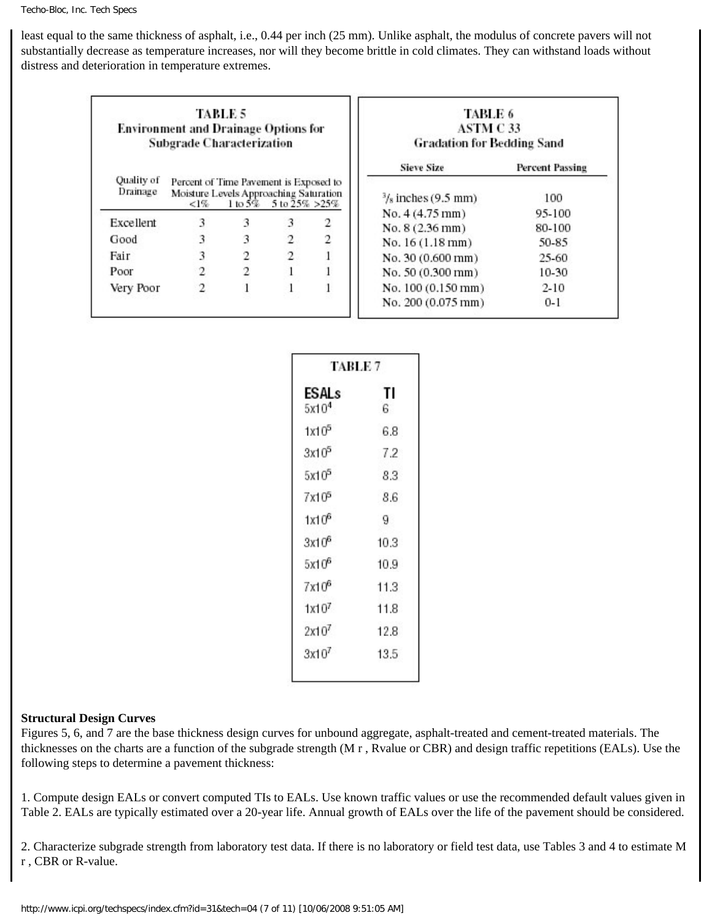least equal to the same thickness of asphalt, i.e., 0.44 per inch (25 mm). Unlike asphalt, the modulus of concrete pavers will not substantially decrease as temperature increases, nor will they become brittle in cold climates. They can withstand loads without distress and deterioration in temperature extremes.

**TABLE 5**
**Environment and Drainage Options for Subgrade Characterization**

| Quality of Drainage | Percent of Time Pavement is Exposed to Moisture Levels Approaching Saturation | | | |
|---|---|---|---|---|
| | <1% | 1 to 5% | 5 to 25% | >25% |
| Excellent | 3 | 3 | 3 | 2 |
| Good | 3 | 3 | 2 | 2 |
| Fair | 3 | 2 | 2 | 1 |
| Poor | 2 | 2 | 1 | 1 |
| Very Poor | 2 | 1 | 1 | 1 |

**TABLE 6**
**ASTM C 33**
**Gradation for Bedding Sand**

| Sieve Size | Percent Passing |
|---|---|
| 3/8 inches (9.5 mm) | 100 |
| No. 4 (4.75 mm) | 95-100 |
| No. 8 (2.36 mm) | 80-100 |
| No. 16 (1.18 mm) | 50-85 |
| No. 30 (0.600 mm) | 25-60 |
| No. 50 (0.300 mm) | 10-30 |
| No. 100 (0.150 mm) | 2-10 |
| No. 200 (0.075 mm) | 0-1 |

**TABLE 7**

| ESALs | TI |
|---|---|
| $5x10^4$ | 6 |
| $1x10^5$ | 6.8 |
| $3x10^5$ | 7.2 |
| $5x10^5$ | 8.3 |
| $7x10^5$ | 8.6 |
| $1x10^6$ | 9 |
| $3x10^6$ | 10.3 |
| $5x10^6$ | 10.9 |
| $7x10^6$ | 11.3 |
| $1x10^7$ | 11.8 |
| $2x10^7$ | 12.8 |
| $3x10^7$ | 13.5 |

**Structural Design Curves**

Figures 5, 6, and 7 are the base thickness design curves for unbound aggregate, asphalt-treated and cement-treated materials. The thicknesses on the charts are a function of the subgrade strength ($M_r$, Rvalue or CBR) and design traffic repetitions (EALs). Use the following steps to determine a pavement thickness:

1. Compute design EALs or convert computed TIs to EALs. Use known traffic values or use the recommended default values given in Table 2. EALs are typically estimated over a 20-year life. Annual growth of EALs over the life of the pavement should be considered.

2. Characterize subgrade strength from laboratory test data. If there is no laboratory or field test data, use Tables 3 and 4 to estimate $M_r$, CBR or R-value.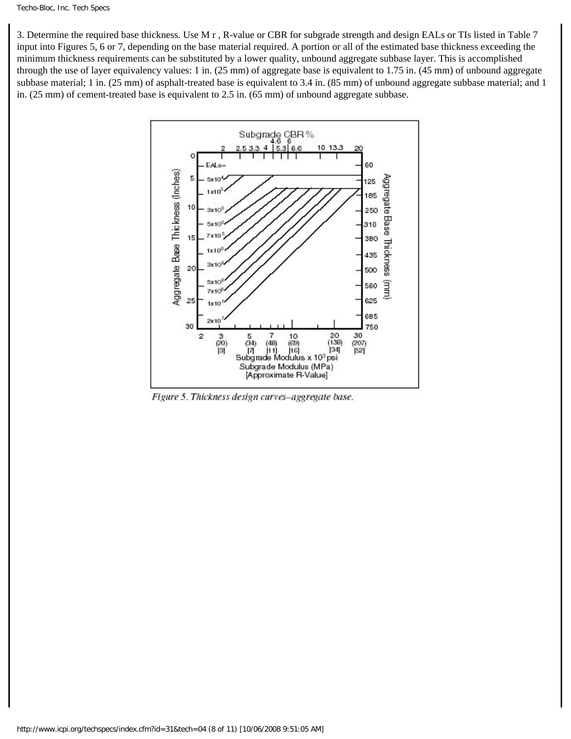3. Determine the required base thickness. Use M r , R-value or CBR for subgrade strength and design EALs or TIs listed in Table 7 input into Figures 5, 6 or 7, depending on the base material required. A portion or all of the estimated base thickness exceeding the minimum thickness requirements can be substituted by a lower quality, unbound aggregate subbase layer. This is accomplished through the use of layer equivalency values: 1 in. (25 mm) of aggregate base is equivalent to 1.75 in. (45 mm) of unbound aggregate subbase material; 1 in. (25 mm) of asphalt-treated base is equivalent to 3.4 in. (85 mm) of unbound aggregate subbase material; and 1 in. (25 mm) of cement-treated base is equivalent to 2.5 in. (65 mm) of unbound aggregate subbase.

*Figure 5. Thickness design curves–aggregate base.*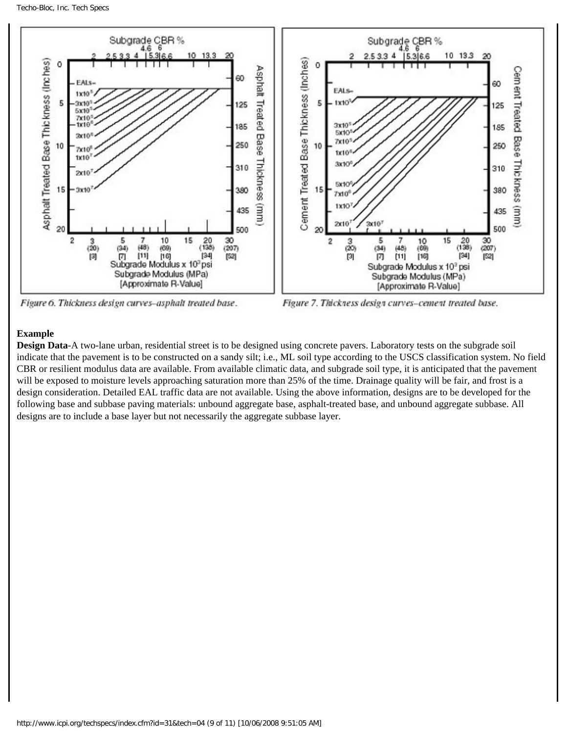Figure 6. Thickness design curves–asphalt treated base.

Figure 7. Thickness design curves–cement treated base.

**Example**

**Design Data**-A two-lane urban, residential street is to be designed using concrete pavers. Laboratory tests on the subgrade soil indicate that the pavement is to be constructed on a sandy silt; i.e., ML soil type according to the USCS classification system. No field CBR or resilient modulus data are available. From available climatic data, and subgrade soil type, it is anticipated that the pavement will be exposed to moisture levels approaching saturation more than 25% of the time. Drainage quality will be fair, and frost is a design consideration. Detailed EAL traffic data are not available. Using the above information, designs are to be developed for the following base and subbase paving materials: unbound aggregate base, asphalt-treated base, and unbound aggregate subbase. All designs are to include a base layer but not necessarily the aggregate subbase layer.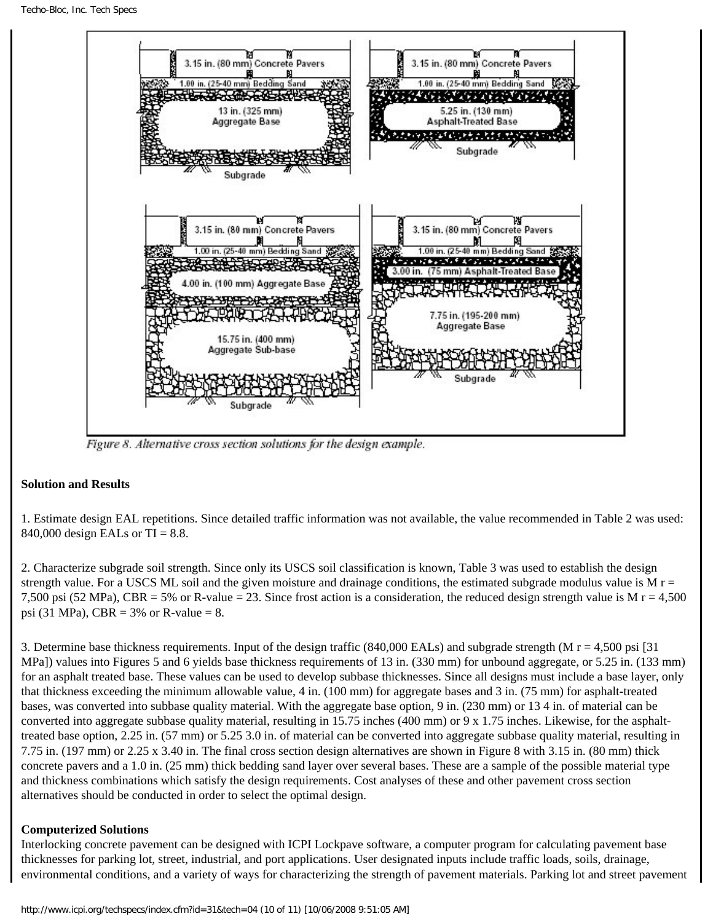Figure 8. Alternative cross section solutions for the design example.

**Solution and Results**

1. Estimate design EAL repetitions. Since detailed traffic information was not available, the value recommended in Table 2 was used: 840,000 design EALs or TI = 8.8.

2. Characterize subgrade soil strength. Since only its USCS soil classification is known, Table 3 was used to establish the design strength value. For a USCS ML soil and the given moisture and drainage conditions, the estimated subgrade modulus value is M r = 7,500 psi (52 MPa), CBR = 5% or R-value = 23. Since frost action is a consideration, the reduced design strength value is M r = 4,500 psi (31 MPa), CBR = 3% or R-value = 8.

3. Determine base thickness requirements. Input of the design traffic (840,000 EALs) and subgrade strength (M r = 4,500 psi [31 MPa]) values into Figures 5 and 6 yields base thickness requirements of 13 in. (330 mm) for unbound aggregate, or 5.25 in. (133 mm) for an asphalt treated base. These values can be used to develop subbase thicknesses. Since all designs must include a base layer, only that thickness exceeding the minimum allowable value, 4 in. (100 mm) for aggregate bases and 3 in. (75 mm) for asphalt-treated bases, was converted into subbase quality material. With the aggregate base option, 9 in. (230 mm) or 13 4 in. of material can be converted into aggregate subbase quality material, resulting in 15.75 inches (400 mm) or 9 x 1.75 inches. Likewise, for the asphalt-treated base option, 2.25 in. (57 mm) or 5.25 3.0 in. of material can be converted into aggregate subbase quality material, resulting in 7.75 in. (197 mm) or 2.25 x 3.40 in. The final cross section design alternatives are shown in Figure 8 with 3.15 in. (80 mm) thick concrete pavers and a 1.0 in. (25 mm) thick bedding sand layer over several bases. These are a sample of the possible material type and thickness combinations which satisfy the design requirements. Cost analyses of these and other pavement cross section alternatives should be conducted in order to select the optimal design.

**Computerized Solutions**

Interlocking concrete pavement can be designed with ICPI Lockpave software, a computer program for calculating pavement base thicknesses for parking lot, street, industrial, and port applications. User designated inputs include traffic loads, soils, drainage, environmental conditions, and a variety of ways for characterizing the strength of pavement materials. Parking lot and street pavement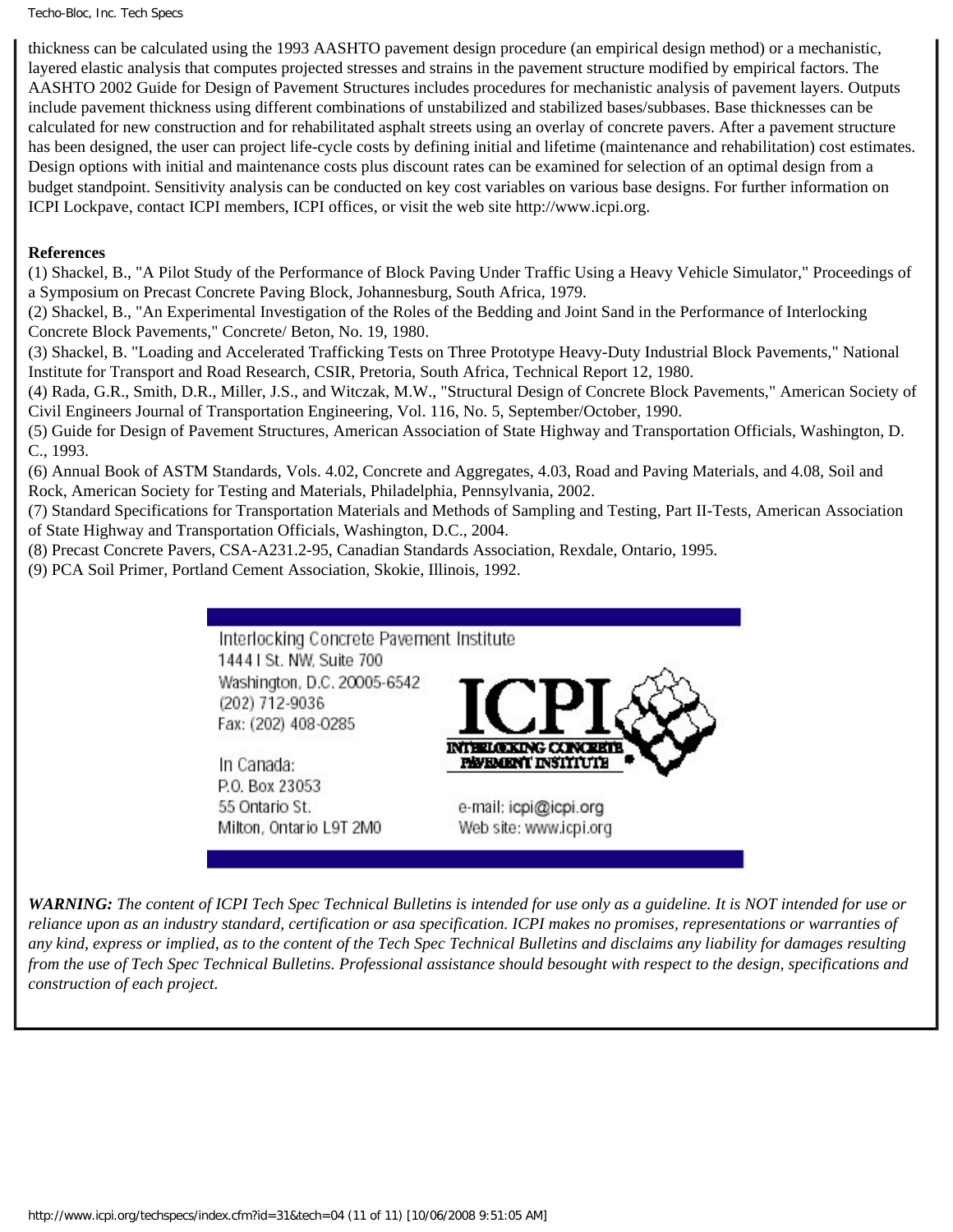thickness can be calculated using the 1993 AASHTO pavement design procedure (an empirical design method) or a mechanistic, layered elastic analysis that computes projected stresses and strains in the pavement structure modified by empirical factors. The AASHTO 2002 Guide for Design of Pavement Structures includes procedures for mechanistic analysis of pavement layers. Outputs include pavement thickness using different combinations of unstabilized and stabilized bases/subbases. Base thicknesses can be calculated for new construction and for rehabilitated asphalt streets using an overlay of concrete pavers. After a pavement structure has been designed, the user can project life-cycle costs by defining initial and lifetime (maintenance and rehabilitation) cost estimates. Design options with initial and maintenance costs plus discount rates can be examined for selection of an optimal design from a budget standpoint. Sensitivity analysis can be conducted on key cost variables on various base designs. For further information on ICPI Lockpave, contact ICPI members, ICPI offices, or visit the web site http://www.icpi.org.

**References**

(1) Shackel, B., "A Pilot Study of the Performance of Block Paving Under Traffic Using a Heavy Vehicle Simulator," Proceedings of a Symposium on Precast Concrete Paving Block, Johannesburg, South Africa, 1979.
(2) Shackel, B., "An Experimental Investigation of the Roles of the Bedding and Joint Sand in the Performance of Interlocking Concrete Block Pavements," Concrete/ Beton, No. 19, 1980.
(3) Shackel, B. "Loading and Accelerated Trafficking Tests on Three Prototype Heavy-Duty Industrial Block Pavements," National Institute for Transport and Road Research, CSIR, Pretoria, South Africa, Technical Report 12, 1980.
(4) Rada, G.R., Smith, D.R., Miller, J.S., and Witczak, M.W., "Structural Design of Concrete Block Pavements," American Society of Civil Engineers Journal of Transportation Engineering, Vol. 116, No. 5, September/October, 1990.
(5) Guide for Design of Pavement Structures, American Association of State Highway and Transportation Officials, Washington, D. C., 1993.
(6) Annual Book of ASTM Standards, Vols. 4.02, Concrete and Aggregates, 4.03, Road and Paving Materials, and 4.08, Soil and Rock, American Society for Testing and Materials, Philadelphia, Pennsylvania, 2002.
(7) Standard Specifications for Transportation Materials and Methods of Sampling and Testing, Part II-Tests, American Association of State Highway and Transportation Officials, Washington, D.C., 2004.
(8) Precast Concrete Pavers, CSA-A231.2-95, Canadian Standards Association, Rexdale, Ontario, 1995.
(9) PCA Soil Primer, Portland Cement Association, Skokie, Illinois, 1992.

Interlocking Concrete Pavement Institute
1444 I St. NW, Suite 700
Washington, D.C. 20005-6542
(202) 712-9036
Fax: (202) 408-0285

In Canada:
P.O. Box 23053
55 Ontario St.
Milton, Ontario L9T 2M0

ICPI
INTERLOCKING CONCRETE PAVEMENT INSTITUTE

e-mail: icpi@icpi.org
Web site: www.icpi.org

***WARNING:*** *The content of ICPI Tech Spec Technical Bulletins is intended for use only as a guideline. It is NOT intended for use or reliance upon as an industry standard, certification or asa specification. ICPI makes no promises, representations or warranties of any kind, express or implied, as to the content of the Tech Spec Technical Bulletins and disclaims any liability for damages resulting from the use of Tech Spec Technical Bulletins. Professional assistance should besought with respect to the design, specifications and construction of each project.*